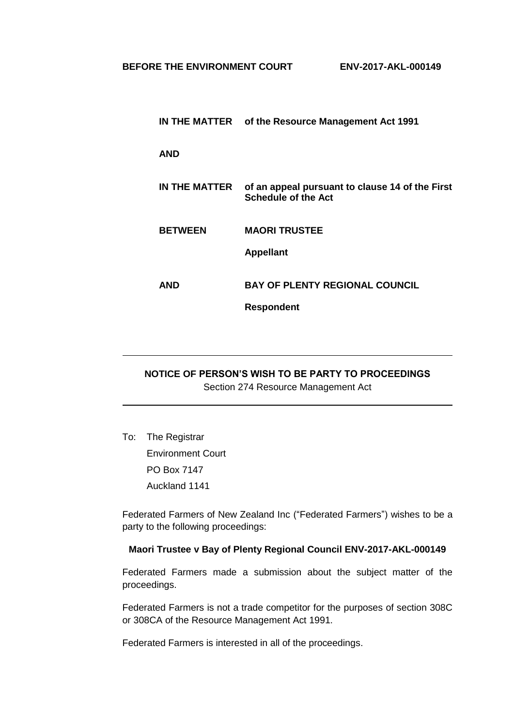**BEFORE THE ENVIRONMENT COURT** **ENV-2017-AKL-000149**

**IN THE MATTER** of the Resource Management Act 1991

**AND**

**IN THE MATTER** of an appeal pursuant to clause 14 of the First Schedule of the Act

**BETWEEN** **MAORI TRUSTEE**

**Appellant**

**AND** **BAY OF PLENTY REGIONAL COUNCIL**

**Respondent**

---

**NOTICE OF PERSON'S WISH TO BE PARTY TO PROCEEDINGS**

Section 274 Resource Management Act

---

To: The Registrar
Environment Court
PO Box 7147
Auckland 1141

Federated Farmers of New Zealand Inc ("Federated Farmers") wishes to be a party to the following proceedings:

**Maori Trustee v Bay of Plenty Regional Council ENV-2017-AKL-000149**

Federated Farmers made a submission about the subject matter of the proceedings.

Federated Farmers is not a trade competitor for the purposes of section 308C or 308CA of the Resource Management Act 1991.

Federated Farmers is interested in all of the proceedings.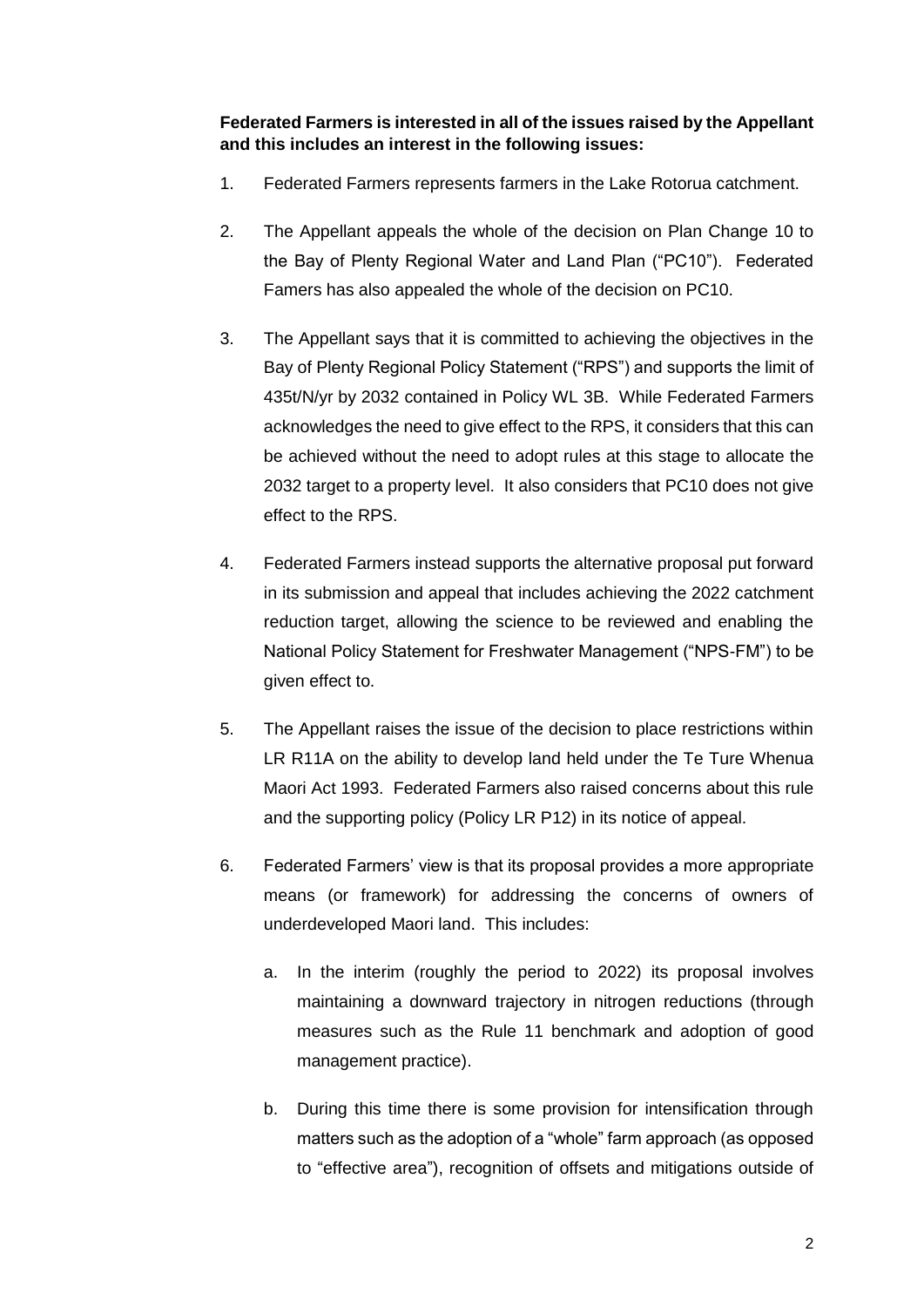**Federated Farmers is interested in all of the issues raised by the Appellant and this includes an interest in the following issues:**

1. Federated Farmers represents farmers in the Lake Rotorua catchment.

2. The Appellant appeals the whole of the decision on Plan Change 10 to the Bay of Plenty Regional Water and Land Plan ("PC10"). Federated Famers has also appealed the whole of the decision on PC10.

3. The Appellant says that it is committed to achieving the objectives in the Bay of Plenty Regional Policy Statement ("RPS") and supports the limit of 435t/N/yr by 2032 contained in Policy WL 3B. While Federated Farmers acknowledges the need to give effect to the RPS, it considers that this can be achieved without the need to adopt rules at this stage to allocate the 2032 target to a property level. It also considers that PC10 does not give effect to the RPS.

4. Federated Farmers instead supports the alternative proposal put forward in its submission and appeal that includes achieving the 2022 catchment reduction target, allowing the science to be reviewed and enabling the National Policy Statement for Freshwater Management ("NPS-FM") to be given effect to.

5. The Appellant raises the issue of the decision to place restrictions within LR R11A on the ability to develop land held under the Te Ture Whenua Maori Act 1993. Federated Farmers also raised concerns about this rule and the supporting policy (Policy LR P12) in its notice of appeal.

6. Federated Farmers' view is that its proposal provides a more appropriate means (or framework) for addressing the concerns of owners of underdeveloped Maori land. This includes:

   a. In the interim (roughly the period to 2022) its proposal involves maintaining a downward trajectory in nitrogen reductions (through measures such as the Rule 11 benchmark and adoption of good management practice).

   b. During this time there is some provision for intensification through matters such as the adoption of a "whole" farm approach (as opposed to "effective area"), recognition of offsets and mitigations outside of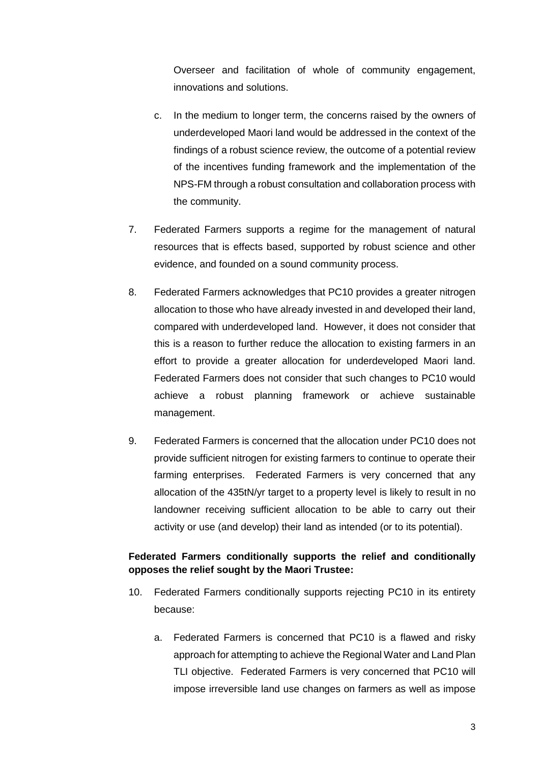Overseer and facilitation of whole of community engagement, innovations and solutions.

c. In the medium to longer term, the concerns raised by the owners of underdeveloped Maori land would be addressed in the context of the findings of a robust science review, the outcome of a potential review of the incentives funding framework and the implementation of the NPS-FM through a robust consultation and collaboration process with the community.

7. Federated Farmers supports a regime for the management of natural resources that is effects based, supported by robust science and other evidence, and founded on a sound community process.

8. Federated Farmers acknowledges that PC10 provides a greater nitrogen allocation to those who have already invested in and developed their land, compared with underdeveloped land. However, it does not consider that this is a reason to further reduce the allocation to existing farmers in an effort to provide a greater allocation for underdeveloped Maori land. Federated Farmers does not consider that such changes to PC10 would achieve a robust planning framework or achieve sustainable management.

9. Federated Farmers is concerned that the allocation under PC10 does not provide sufficient nitrogen for existing farmers to continue to operate their farming enterprises. Federated Farmers is very concerned that any allocation of the 435tN/yr target to a property level is likely to result in no landowner receiving sufficient allocation to be able to carry out their activity or use (and develop) their land as intended (or to its potential).

**Federated Farmers conditionally supports the relief and conditionally opposes the relief sought by the Maori Trustee:**

10. Federated Farmers conditionally supports rejecting PC10 in its entirety because:

    a. Federated Farmers is concerned that PC10 is a flawed and risky approach for attempting to achieve the Regional Water and Land Plan TLI objective. Federated Farmers is very concerned that PC10 will impose irreversible land use changes on farmers as well as impose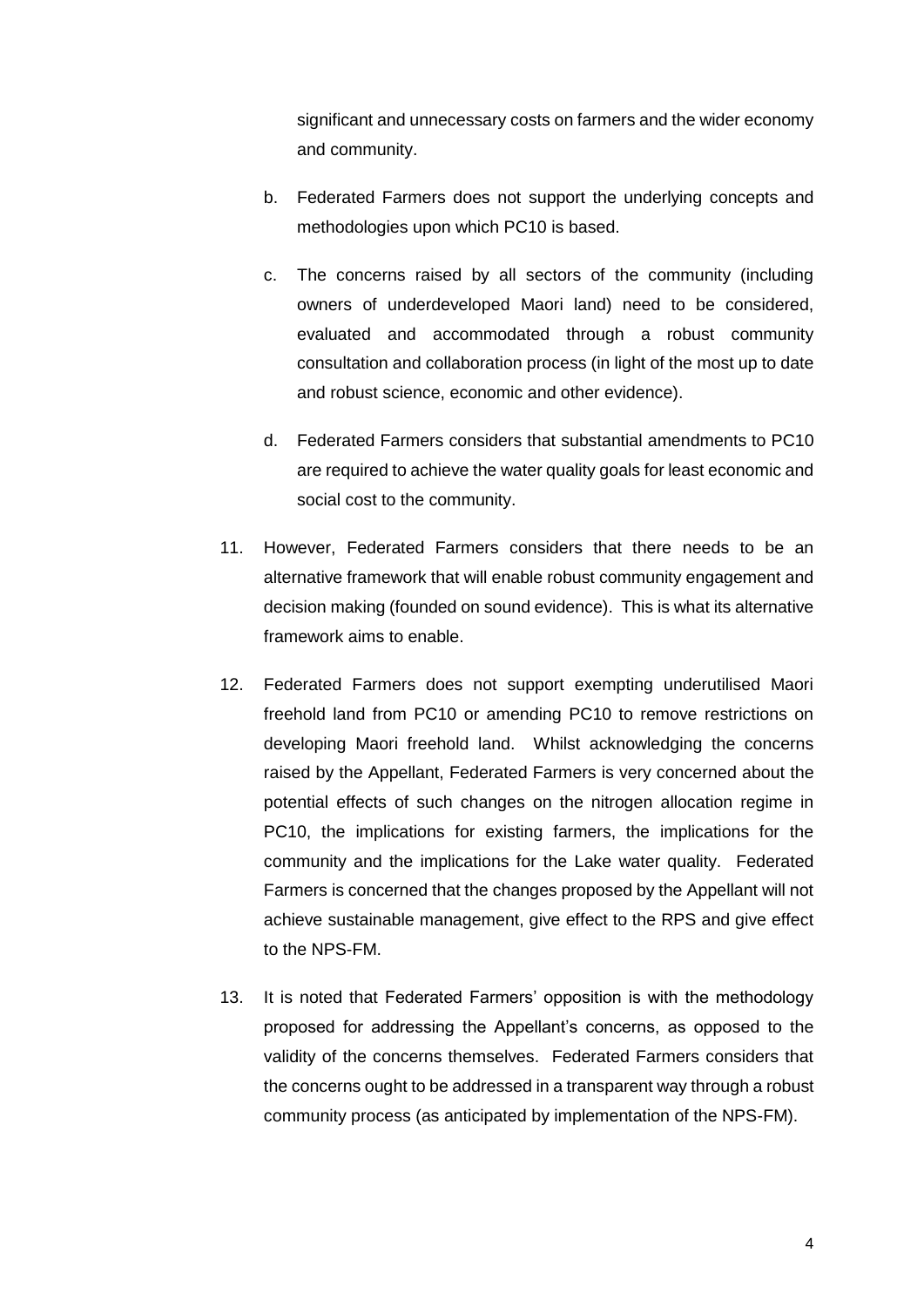significant and unnecessary costs on farmers and the wider economy and community.

b. Federated Farmers does not support the underlying concepts and methodologies upon which PC10 is based.

c. The concerns raised by all sectors of the community (including owners of underdeveloped Maori land) need to be considered, evaluated and accommodated through a robust community consultation and collaboration process (in light of the most up to date and robust science, economic and other evidence).

d. Federated Farmers considers that substantial amendments to PC10 are required to achieve the water quality goals for least economic and social cost to the community.

11. However, Federated Farmers considers that there needs to be an alternative framework that will enable robust community engagement and decision making (founded on sound evidence). This is what its alternative framework aims to enable.

12. Federated Farmers does not support exempting underutilised Maori freehold land from PC10 or amending PC10 to remove restrictions on developing Maori freehold land. Whilst acknowledging the concerns raised by the Appellant, Federated Farmers is very concerned about the potential effects of such changes on the nitrogen allocation regime in PC10, the implications for existing farmers, the implications for the community and the implications for the Lake water quality. Federated Farmers is concerned that the changes proposed by the Appellant will not achieve sustainable management, give effect to the RPS and give effect to the NPS-FM.

13. It is noted that Federated Farmers' opposition is with the methodology proposed for addressing the Appellant's concerns, as opposed to the validity of the concerns themselves. Federated Farmers considers that the concerns ought to be addressed in a transparent way through a robust community process (as anticipated by implementation of the NPS-FM).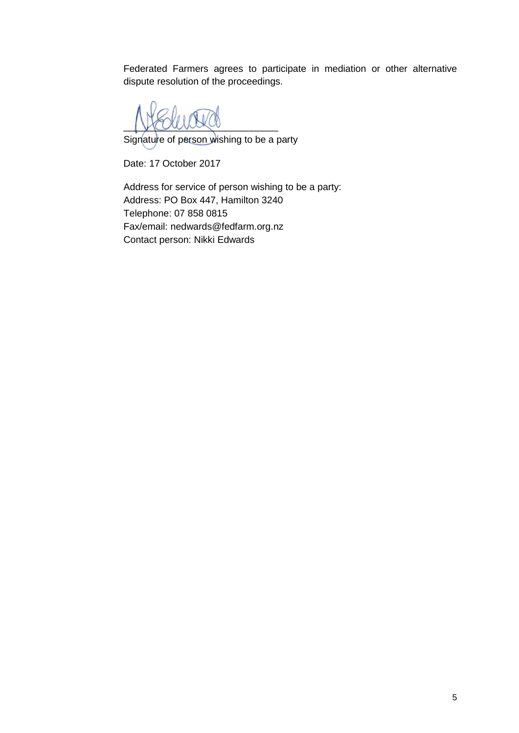Federated Farmers agrees to participate in mediation or other alternative dispute resolution of the proceedings.

Signature of person wishing to be a party

Date: 17 October 2017

Address for service of person wishing to be a party:
Address: PO Box 447, Hamilton 3240
Telephone: 07 858 0815
Fax/email: nedwards@fedfarm.org.nz
Contact person: Nikki Edwards